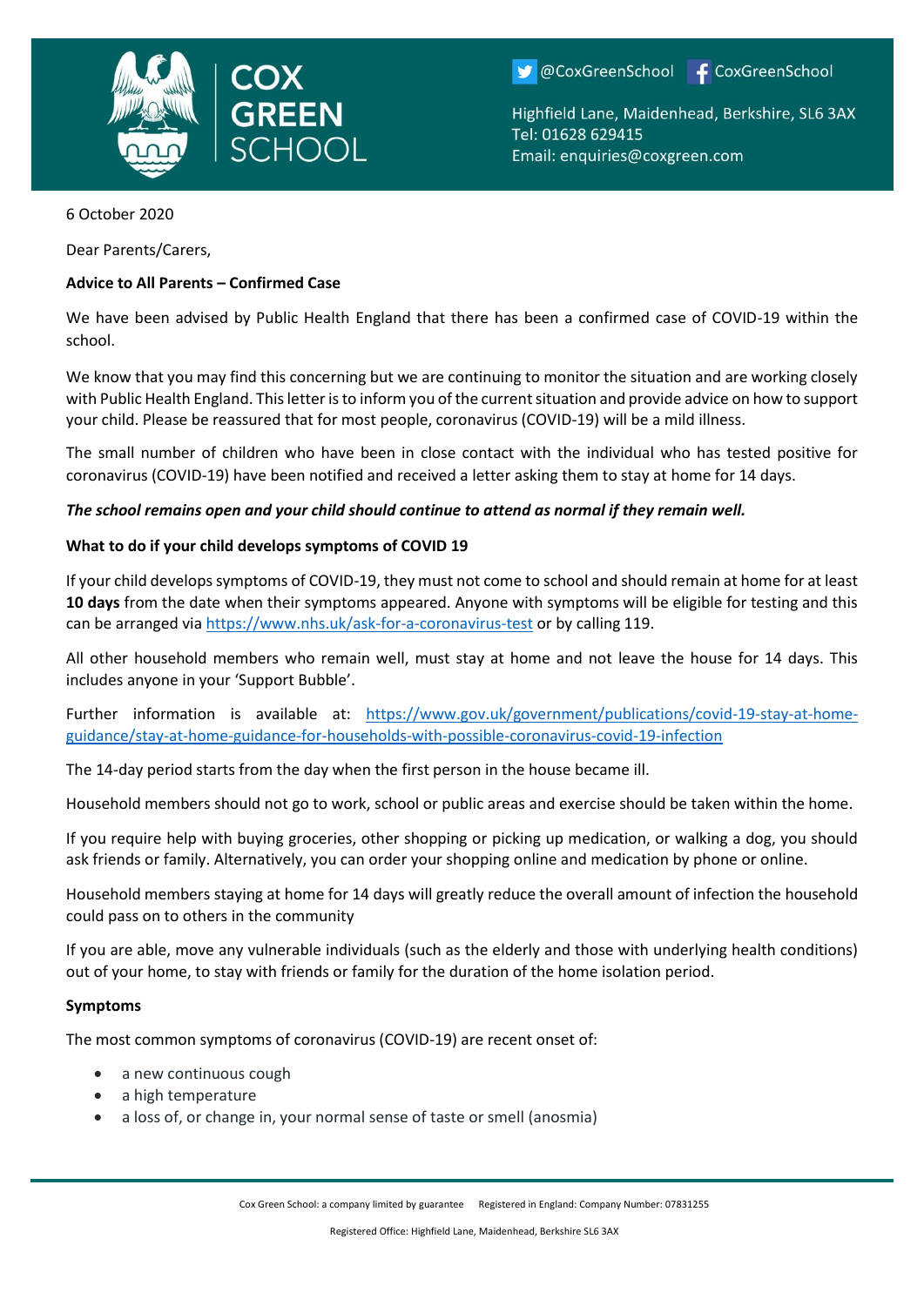COX GREEN SCHOOL

@CoxGreenSchool CoxGreenSchool

Highfield Lane, Maidenhead, Berkshire, SL6 3AX
Tel: 01628 629415
Email: enquiries@coxgreen.com

6 October 2020

Dear Parents/Carers,

**Advice to All Parents – Confirmed Case**

We have been advised by Public Health England that there has been a confirmed case of COVID-19 within the school.

We know that you may find this concerning but we are continuing to monitor the situation and are working closely with Public Health England. This letter is to inform you of the current situation and provide advice on how to support your child. Please be reassured that for most people, coronavirus (COVID-19) will be a mild illness.

The small number of children who have been in close contact with the individual who has tested positive for coronavirus (COVID-19) have been notified and received a letter asking them to stay at home for 14 days.

***The school remains open and your child should continue to attend as normal if they remain well.***

**What to do if your child develops symptoms of COVID 19**

If your child develops symptoms of COVID-19, they must not come to school and should remain at home for at least **10 days** from the date when their symptoms appeared. Anyone with symptoms will be eligible for testing and this can be arranged via https://www.nhs.uk/ask-for-a-coronavirus-test or by calling 119.

All other household members who remain well, must stay at home and not leave the house for 14 days. This includes anyone in your 'Support Bubble'.

Further information is available at: https://www.gov.uk/government/publications/covid-19-stay-at-home-guidance/stay-at-home-guidance-for-households-with-possible-coronavirus-covid-19-infection

The 14-day period starts from the day when the first person in the house became ill.

Household members should not go to work, school or public areas and exercise should be taken within the home.

If you require help with buying groceries, other shopping or picking up medication, or walking a dog, you should ask friends or family. Alternatively, you can order your shopping online and medication by phone or online.

Household members staying at home for 14 days will greatly reduce the overall amount of infection the household could pass on to others in the community

If you are able, move any vulnerable individuals (such as the elderly and those with underlying health conditions) out of your home, to stay with friends or family for the duration of the home isolation period.

**Symptoms**

The most common symptoms of coronavirus (COVID-19) are recent onset of:

- a new continuous cough
- a high temperature
- a loss of, or change in, your normal sense of taste or smell (anosmia)

Cox Green School: a company limited by guarantee Registered in England: Company Number: 07831255

Registered Office: Highfield Lane, Maidenhead, Berkshire SL6 3AX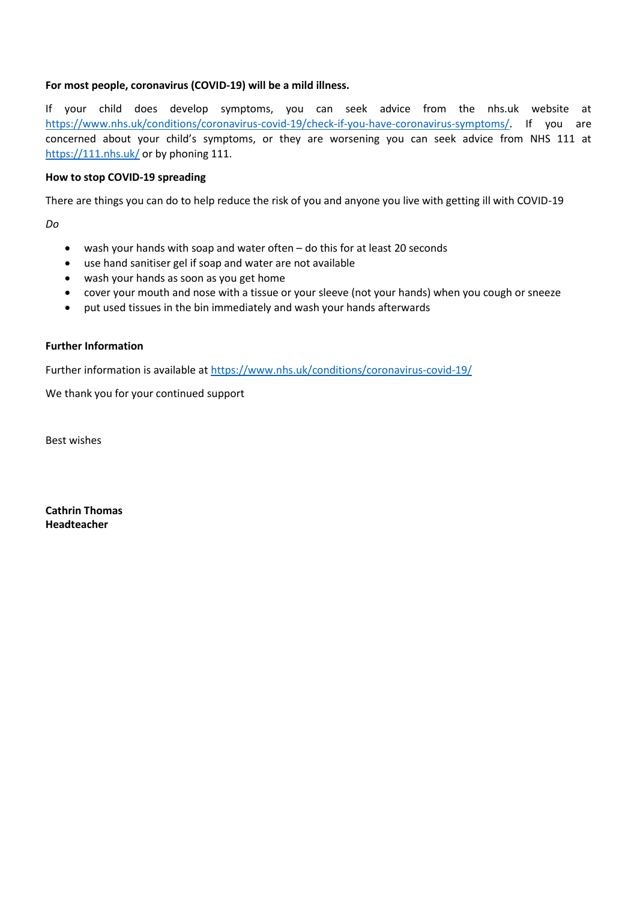**For most people, coronavirus (COVID-19) will be a mild illness.**

If your child does develop symptoms, you can seek advice from the nhs.uk website at https://www.nhs.uk/conditions/coronavirus-covid-19/check-if-you-have-coronavirus-symptoms/. If you are concerned about your child's symptoms, or they are worsening you can seek advice from NHS 111 at https://111.nhs.uk/ or by phoning 111.

**How to stop COVID-19 spreading**

There are things you can do to help reduce the risk of you and anyone you live with getting ill with COVID-19

*Do*

- wash your hands with soap and water often – do this for at least 20 seconds
- use hand sanitiser gel if soap and water are not available
- wash your hands as soon as you get home
- cover your mouth and nose with a tissue or your sleeve (not your hands) when you cough or sneeze
- put used tissues in the bin immediately and wash your hands afterwards

**Further Information**

Further information is available at https://www.nhs.uk/conditions/coronavirus-covid-19/

We thank you for your continued support

Best wishes

**Cathrin Thomas**
**Headteacher**